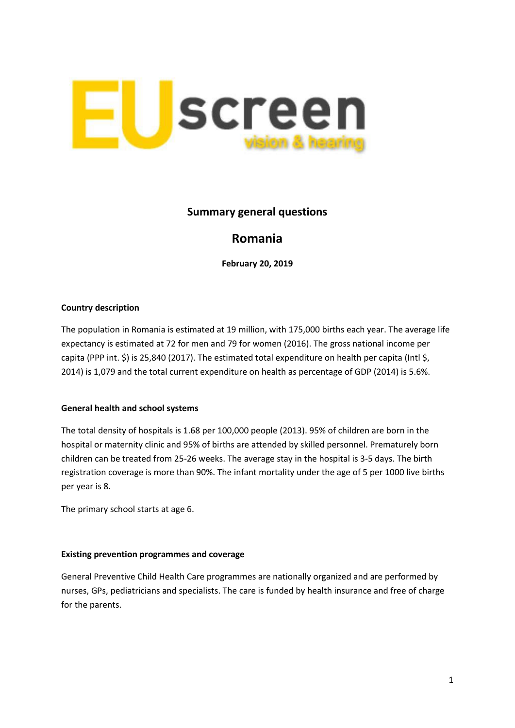EUscreen

vision & hearing

# Summary general questions

## Romania

**February 20, 2019**

**Country description**

The population in Romania is estimated at 19 million, with 175,000 births each year. The average life expectancy is estimated at 72 for men and 79 for women (2016). The gross national income per capita (PPP int. $) is 25,840 (2017). The estimated total expenditure on health per capita (Intl $, 2014) is 1,079 and the total current expenditure on health as percentage of GDP (2014) is 5.6%.

**General health and school systems**

The total density of hospitals is 1.68 per 100,000 people (2013). 95% of children are born in the hospital or maternity clinic and 95% of births are attended by skilled personnel. Prematurely born children can be treated from 25-26 weeks. The average stay in the hospital is 3-5 days. The birth registration coverage is more than 90%. The infant mortality under the age of 5 per 1000 live births per year is 8.

The primary school starts at age 6.

**Existing prevention programmes and coverage**

General Preventive Child Health Care programmes are nationally organized and are performed by nurses, GPs, pediatricians and specialists. The care is funded by health insurance and free of charge for the parents.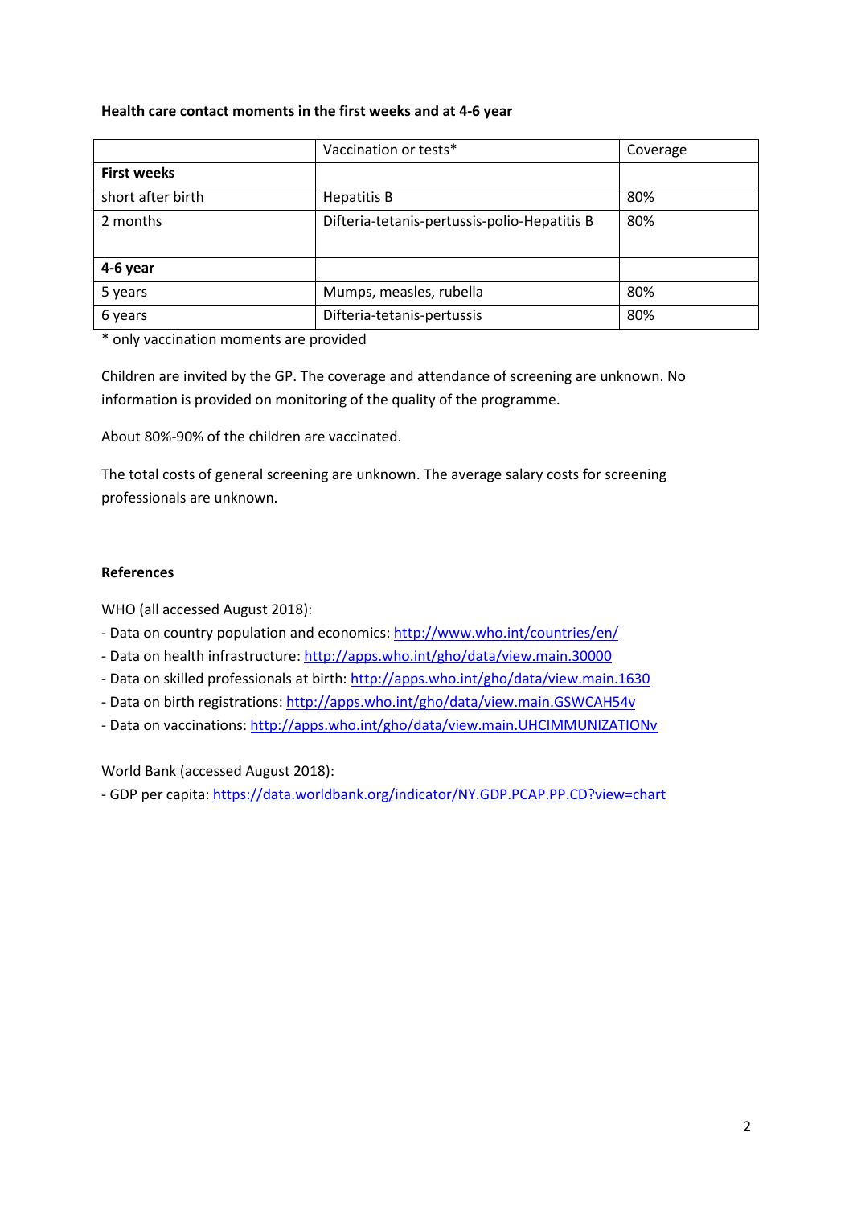**Health care contact moments in the first weeks and at 4-6 year**

| | Vaccination or tests* | Coverage |
|---|---|---|
| **First weeks** | | |
| short after birth | Hepatitis B | 80% |
| 2 months | Difteria-tetanis-pertussis-polio-Hepatitis B | 80% |
| **4-6 year** | | |
| 5 years | Mumps, measles, rubella | 80% |
| 6 years | Difteria-tetanis-pertussis | 80% |

* only vaccination moments are provided

Children are invited by the GP. The coverage and attendance of screening are unknown. No information is provided on monitoring of the quality of the programme.

About 80%-90% of the children are vaccinated.

The total costs of general screening are unknown. The average salary costs for screening professionals are unknown.

**References**

WHO (all accessed August 2018):
- Data on country population and economics: http://www.who.int/countries/en/
- Data on health infrastructure: http://apps.who.int/gho/data/view.main.30000
- Data on skilled professionals at birth: http://apps.who.int/gho/data/view.main.1630
- Data on birth registrations: http://apps.who.int/gho/data/view.main.GSWCAH54v
- Data on vaccinations: http://apps.who.int/gho/data/view.main.UHCIMMUNIZATIONv

World Bank (accessed August 2018):
- GDP per capita: https://data.worldbank.org/indicator/NY.GDP.PCAP.PP.CD?view=chart